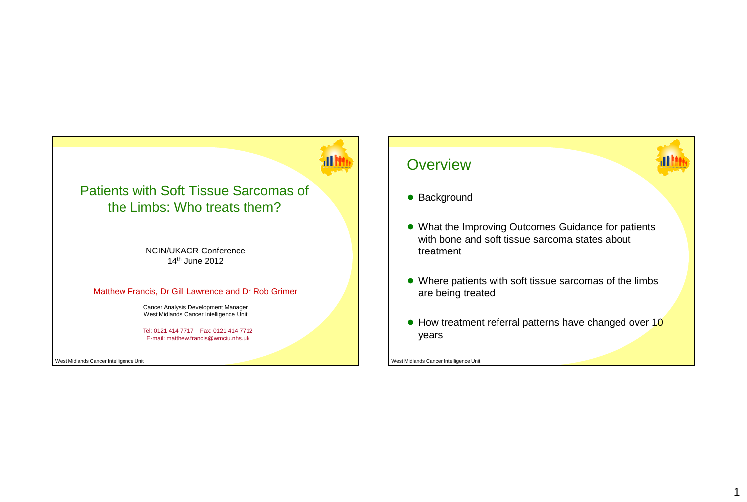# Patients with Soft Tissue Sarcomas of the Limbs: Who treats them?

NCIN/UKACR Conference
14th June 2012

Matthew Francis, Dr Gill Lawrence and Dr Rob Grimer

Cancer Analysis Development Manager
West Midlands Cancer Intelligence Unit

Tel: 0121 414 7717 Fax: 0121 414 7712
E-mail: matthew.francis@wmciu.nhs.uk

West Midlands Cancer Intelligence Unit

## Overview

- Background
- What the Improving Outcomes Guidance for patients with bone and soft tissue sarcoma states about treatment
- Where patients with soft tissue sarcomas of the limbs are being treated
- How treatment referral patterns have changed over 10 years

West Midlands Cancer Intelligence Unit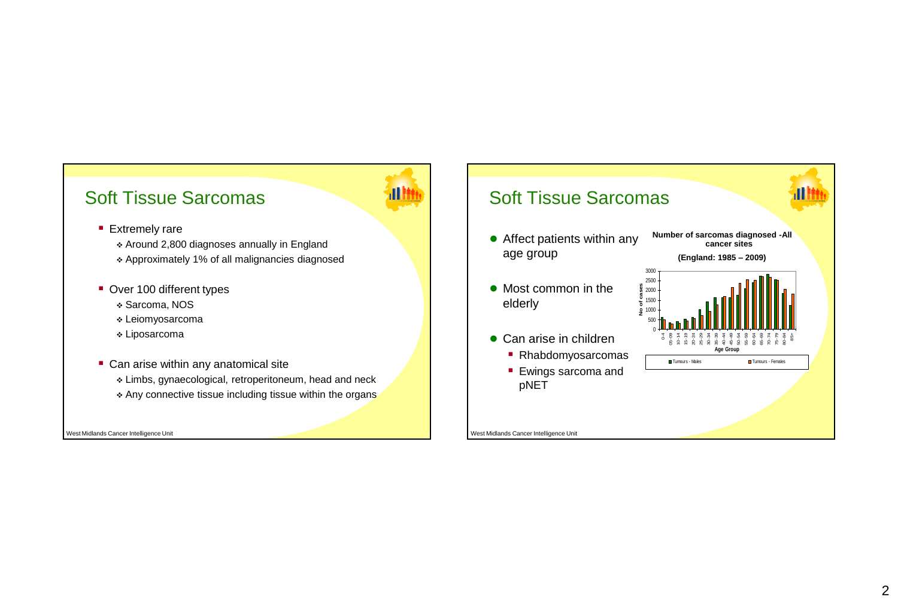## Soft Tissue Sarcomas

- Extremely rare
  - Around 2,800 diagnoses annually in England
  - Approximately 1% of all malignancies diagnosed
- Over 100 different types
  - Sarcoma, NOS
  - Leiomyosarcoma
  - Liposarcoma
- Can arise within any anatomical site
  - Limbs, gynaecological, retroperitoneum, head and neck
  - Any connective tissue including tissue within the organs

West Midlands Cancer Intelligence Unit

## Soft Tissue Sarcomas

- Affect patients within any age group
- Most common in the elderly
- Can arise in children
  - Rhabdomyosarcomas
  - Ewings sarcoma and pNET

**Number of sarcomas diagnosed -All cancer sites**

**(England: 1985 – 2009)**

No of cases (0–3000) by Age Group: 0-4, 05-09, 10-14, 15-19, 20-24, 25-29, 30-34, 35-39, 40-44, 45-49, 50-54, 55-59, 60-64, 65-69, 70-74, 75-79, 80-84, 85+

Tumours - Males | Tumours - Females

West Midlands Cancer Intelligence Unit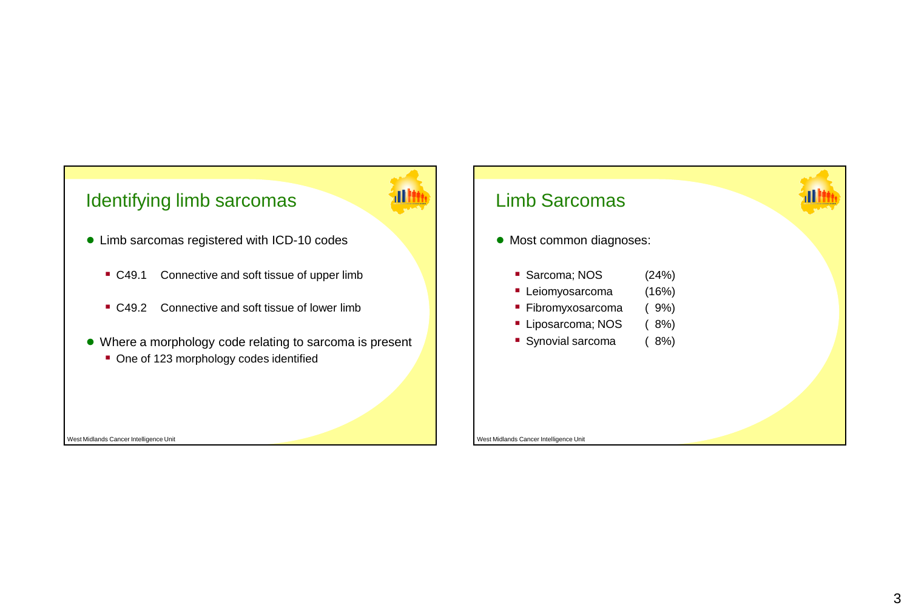## Identifying limb sarcomas

- Limb sarcomas registered with ICD-10 codes
  - C49.1 Connective and soft tissue of upper limb
  - C49.2 Connective and soft tissue of lower limb
- Where a morphology code relating to sarcoma is present
  - One of 123 morphology codes identified

West Midlands Cancer Intelligence Unit

## Limb Sarcomas

- Most common diagnoses:
  - Sarcoma; NOS (24%)
  - Leiomyosarcoma (16%)
  - Fibromyxosarcoma ( 9%)
  - Liposarcoma; NOS ( 8%)
  - Synovial sarcoma ( 8%)

West Midlands Cancer Intelligence Unit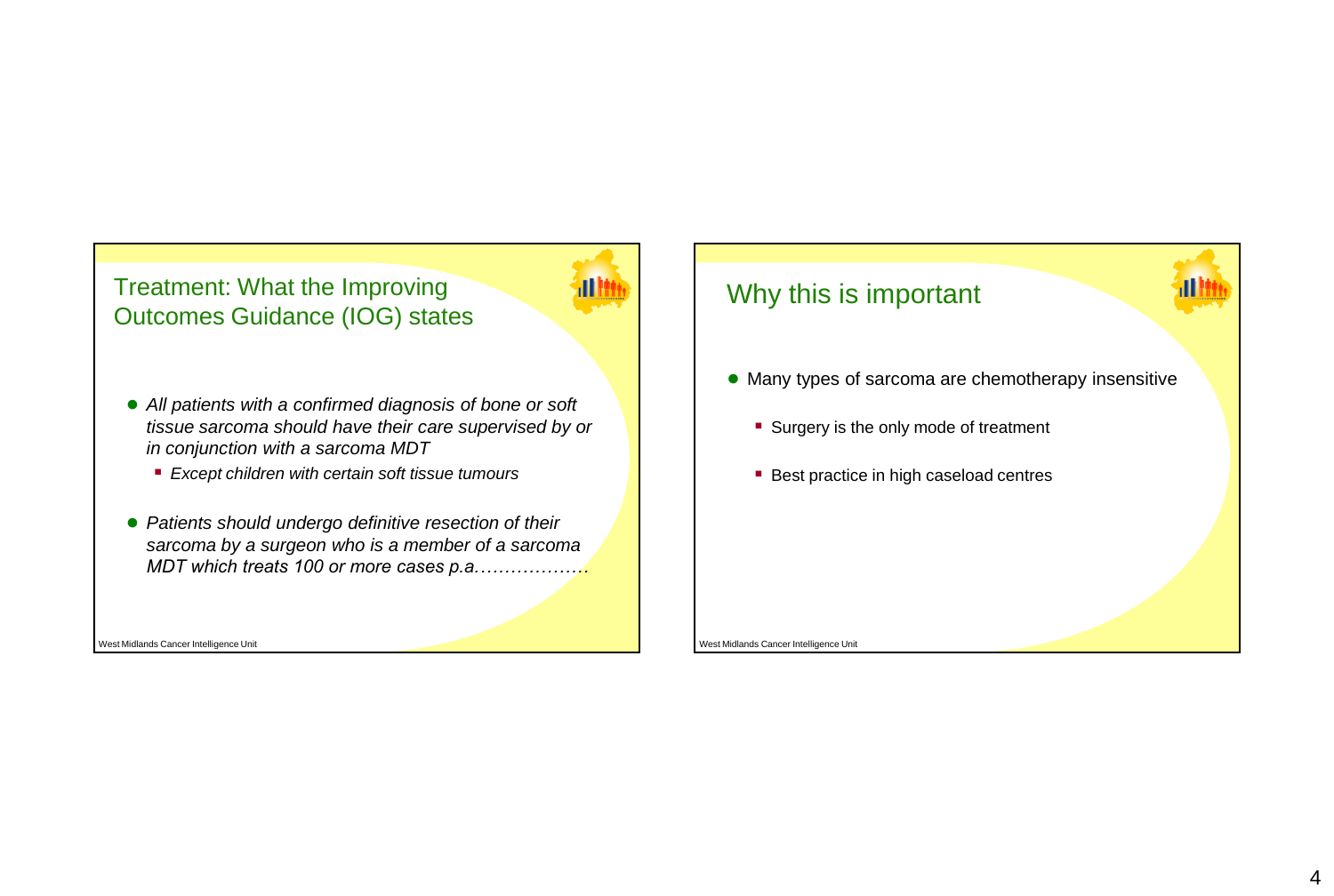## Treatment: What the Improving Outcomes Guidance (IOG) states

- *All patients with a confirmed diagnosis of bone or soft tissue sarcoma should have their care supervised by or in conjunction with a sarcoma MDT*
  - *Except children with certain soft tissue tumours*
- *Patients should undergo definitive resection of their sarcoma by a surgeon who is a member of a sarcoma MDT which treats 100 or more cases p.a………………*

West Midlands Cancer Intelligence Unit

## Why this is important

- Many types of sarcoma are chemotherapy insensitive
  - Surgery is the only mode of treatment
  - Best practice in high caseload centres

West Midlands Cancer Intelligence Unit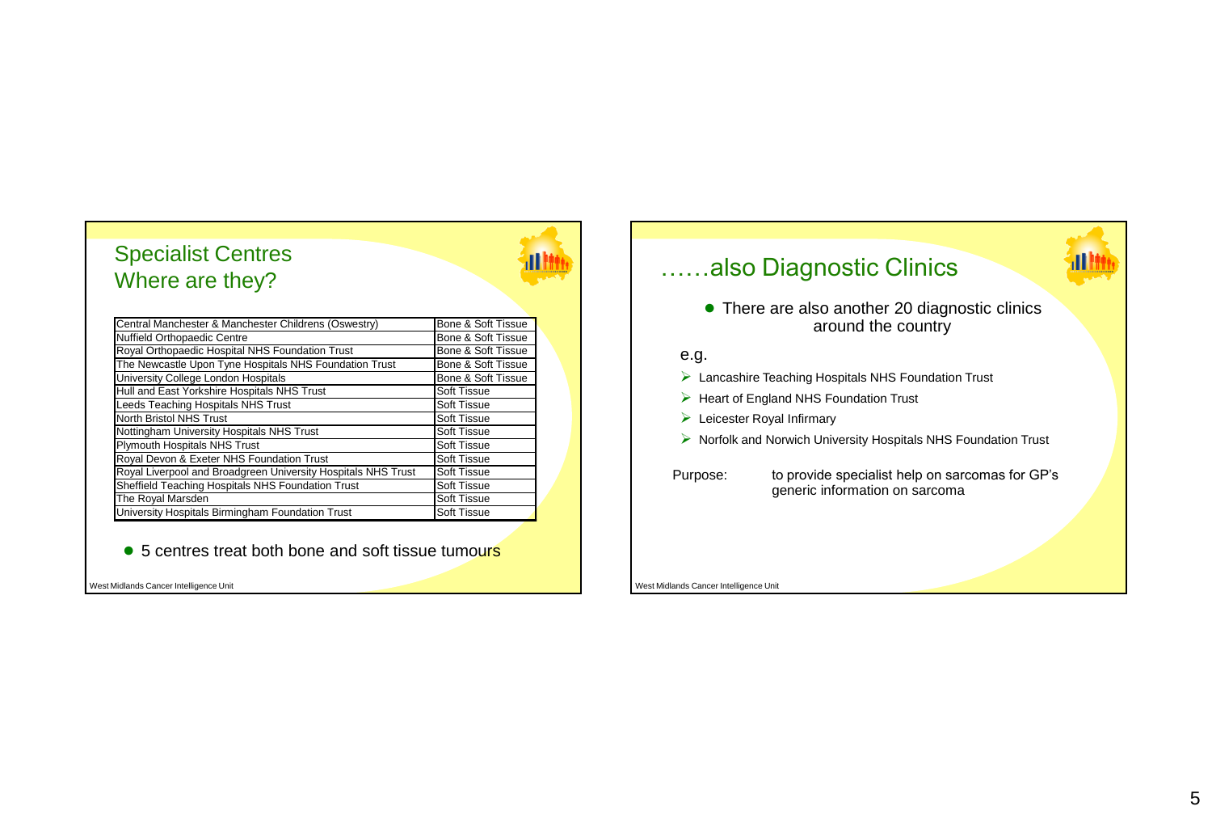## Specialist Centres
## Where are they?

| Centre | Type |
|---|---|
| Central Manchester & Manchester Childrens (Oswestry) | Bone & Soft Tissue |
| Nuffield Orthopaedic Centre | Bone & Soft Tissue |
| Royal Orthopaedic Hospital NHS Foundation Trust | Bone & Soft Tissue |
| The Newcastle Upon Tyne Hospitals NHS Foundation Trust | Bone & Soft Tissue |
| University College London Hospitals | Bone & Soft Tissue |
| Hull and East Yorkshire Hospitals NHS Trust | Soft Tissue |
| Leeds Teaching Hospitals NHS Trust | Soft Tissue |
| North Bristol NHS Trust | Soft Tissue |
| Nottingham University Hospitals NHS Trust | Soft Tissue |
| Plymouth Hospitals NHS Trust | Soft Tissue |
| Royal Devon & Exeter NHS Foundation Trust | Soft Tissue |
| Royal Liverpool and Broadgreen University Hospitals NHS Trust | Soft Tissue |
| Sheffield Teaching Hospitals NHS Foundation Trust | Soft Tissue |
| The Royal Marsden | Soft Tissue |
| University Hospitals Birmingham Foundation Trust | Soft Tissue |

- 5 centres treat both bone and soft tissue tumours

West Midlands Cancer Intelligence Unit

## ……also Diagnostic Clinics

- There are also another 20 diagnostic clinics around the country

e.g.

- Lancashire Teaching Hospitals NHS Foundation Trust
- Heart of England NHS Foundation Trust
- Leicester Royal Infirmary
- Norfolk and Norwich University Hospitals NHS Foundation Trust

Purpose: to provide specialist help on sarcomas for GP's generic information on sarcoma

West Midlands Cancer Intelligence Unit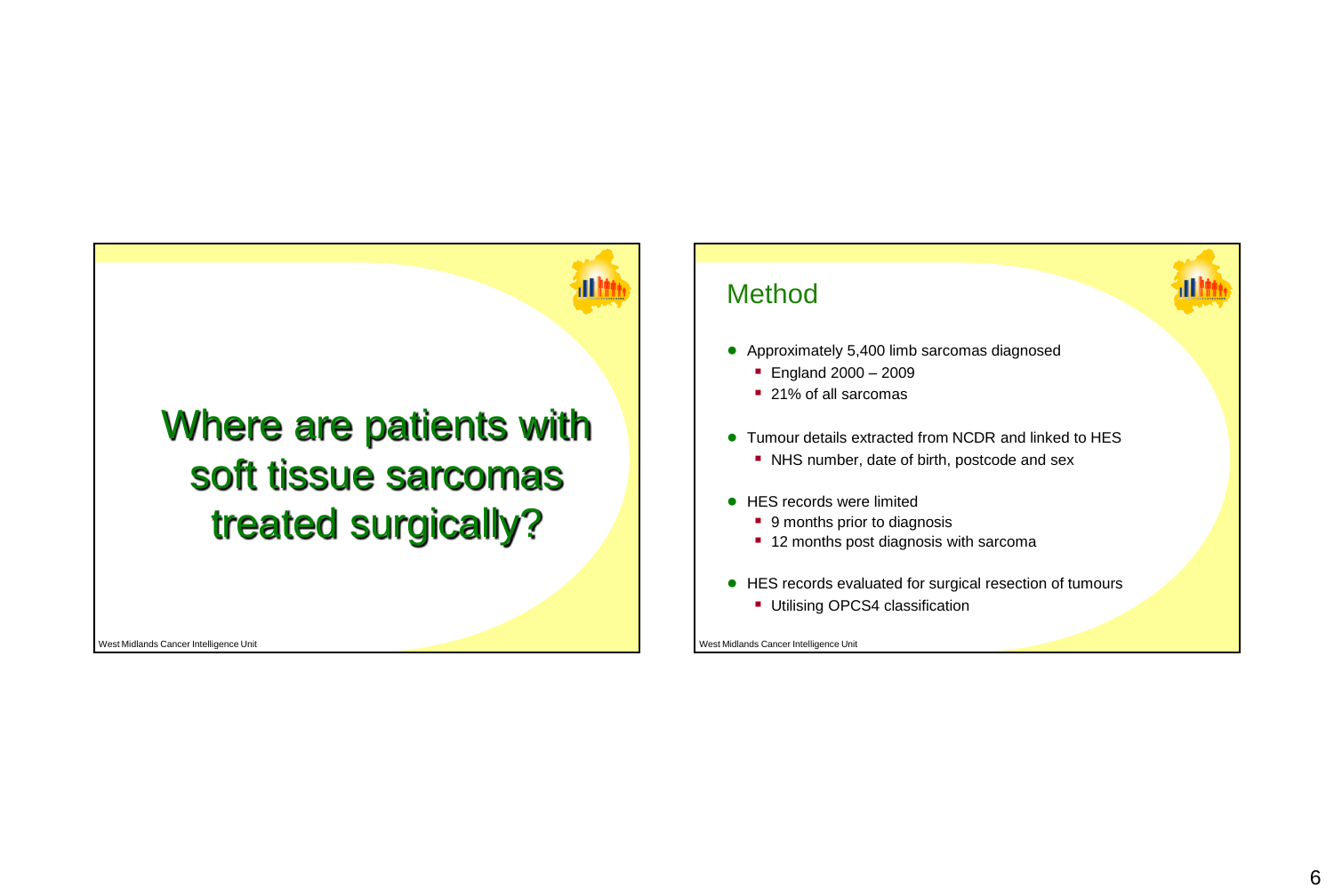# Where are patients with soft tissue sarcomas treated surgically?

## Method

- Approximately 5,400 limb sarcomas diagnosed
  - England 2000 – 2009
  - 21% of all sarcomas
- Tumour details extracted from NCDR and linked to HES
  - NHS number, date of birth, postcode and sex
- HES records were limited
  - 9 months prior to diagnosis
  - 12 months post diagnosis with sarcoma
- HES records evaluated for surgical resection of tumours
  - Utilising OPCS4 classification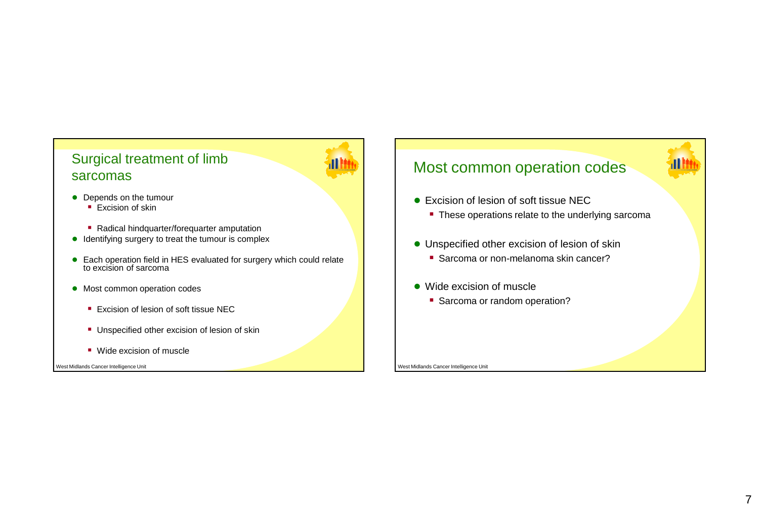## Surgical treatment of limb sarcomas

- Depends on the tumour
  - Excision of skin
  - Radical hindquarter/forequarter amputation
- Identifying surgery to treat the tumour is complex
- Each operation field in HES evaluated for surgery which could relate to excision of sarcoma
- Most common operation codes
  - Excision of lesion of soft tissue NEC
  - Unspecified other excision of lesion of skin
  - Wide excision of muscle

West Midlands Cancer Intelligence Unit

## Most common operation codes

- Excision of lesion of soft tissue NEC
  - These operations relate to the underlying sarcoma
- Unspecified other excision of lesion of skin
  - Sarcoma or non-melanoma skin cancer?
- Wide excision of muscle
  - Sarcoma or random operation?

West Midlands Cancer Intelligence Unit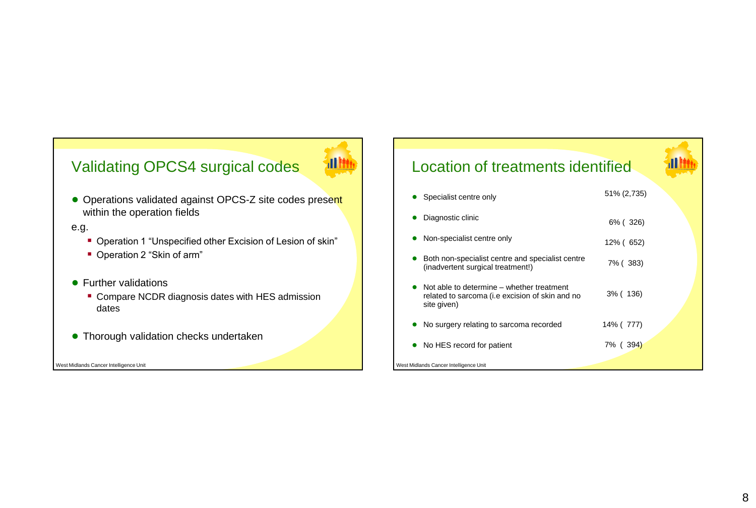## Validating OPCS4 surgical codes

- Operations validated against OPCS-Z site codes present within the operation fields

e.g.

  - Operation 1 "Unspecified other Excision of Lesion of skin"
  - Operation 2 "Skin of arm"

- Further validations
  - Compare NCDR diagnosis dates with HES admission dates
- Thorough validation checks undertaken

## Location of treatments identified

| | |
|---|---|
| Specialist centre only | 51% (2,735) |
| Diagnostic clinic | 6% ( 326) |
| Non-specialist centre only | 12% ( 652) |
| Both non-specialist centre and specialist centre (inadvertent surgical treatment!) | 7% ( 383) |
| Not able to determine – whether treatment related to sarcoma (i.e excision of skin and no site given) | 3% ( 136) |
| No surgery relating to sarcoma recorded | 14% ( 777) |
| No HES record for patient | 7% ( 394) |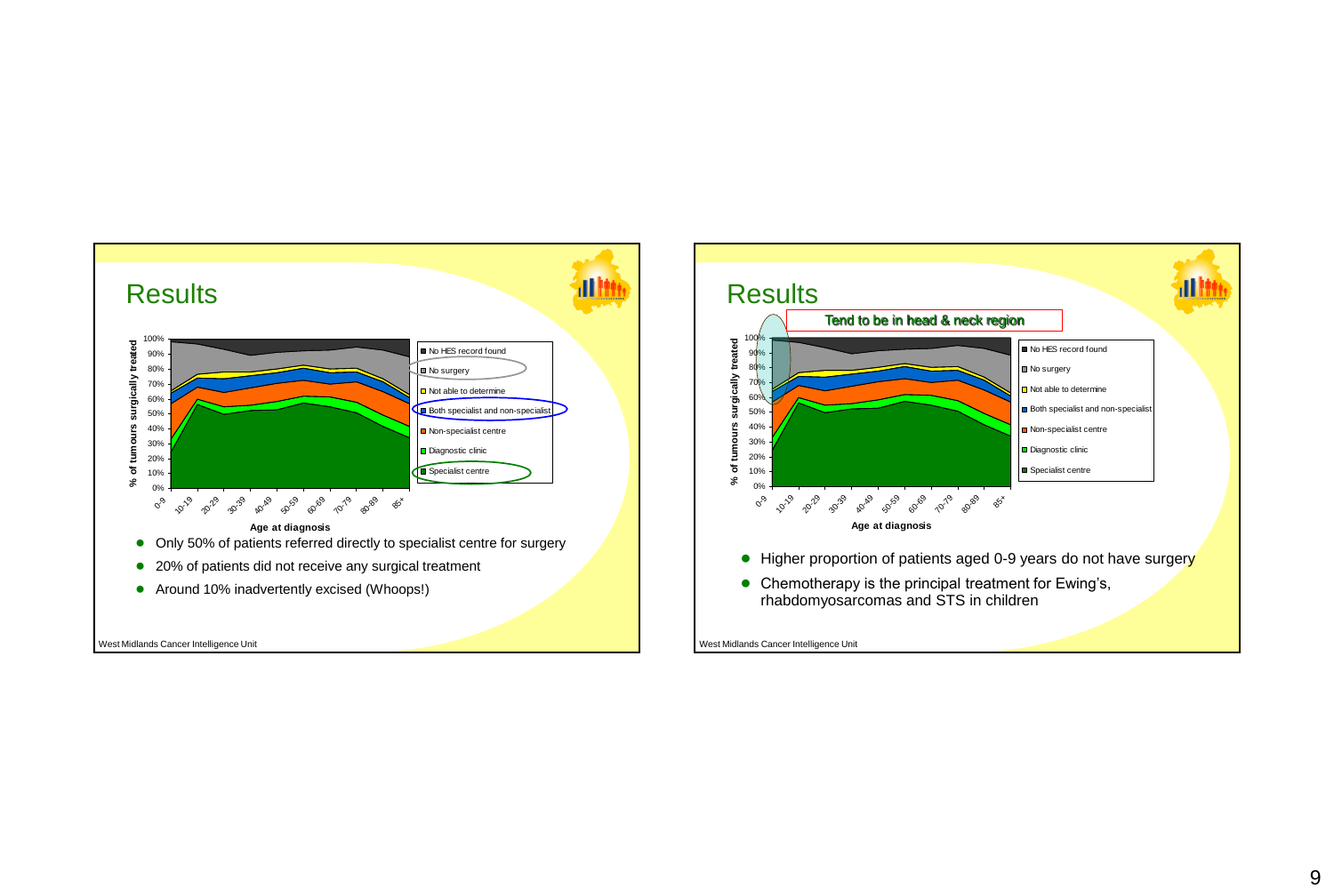## Results

% of tumours surgically treated by age at diagnosis (0-9, 10-19, 20-29, 30-39, 40-49, 50-59, 60-69, 70-79, 80-89, 85+)

Legend: No HES record found; No surgery; Not able to determine; Both specialist and non-specialist; Non-specialist centre; Diagnostic clinic; Specialist centre

- Only 50% of patients referred directly to specialist centre for surgery
- 20% of patients did not receive any surgical treatment
- Around 10% inadvertently excised (Whoops!)

West Midlands Cancer Intelligence Unit

## Results

Tend to be in head & neck region

% of tumours surgically treated by age at diagnosis (0-9, 10-19, 20-29, 30-39, 40-49, 50-59, 60-69, 70-79, 80-89, 85+)

Legend: No HES record found; No surgery; Not able to determine; Both specialist and non-specialist; Non-specialist centre; Diagnostic clinic; Specialist centre

- Higher proportion of patients aged 0-9 years do not have surgery
- Chemotherapy is the principal treatment for Ewing's, rhabdomyosarcomas and STS in children

West Midlands Cancer Intelligence Unit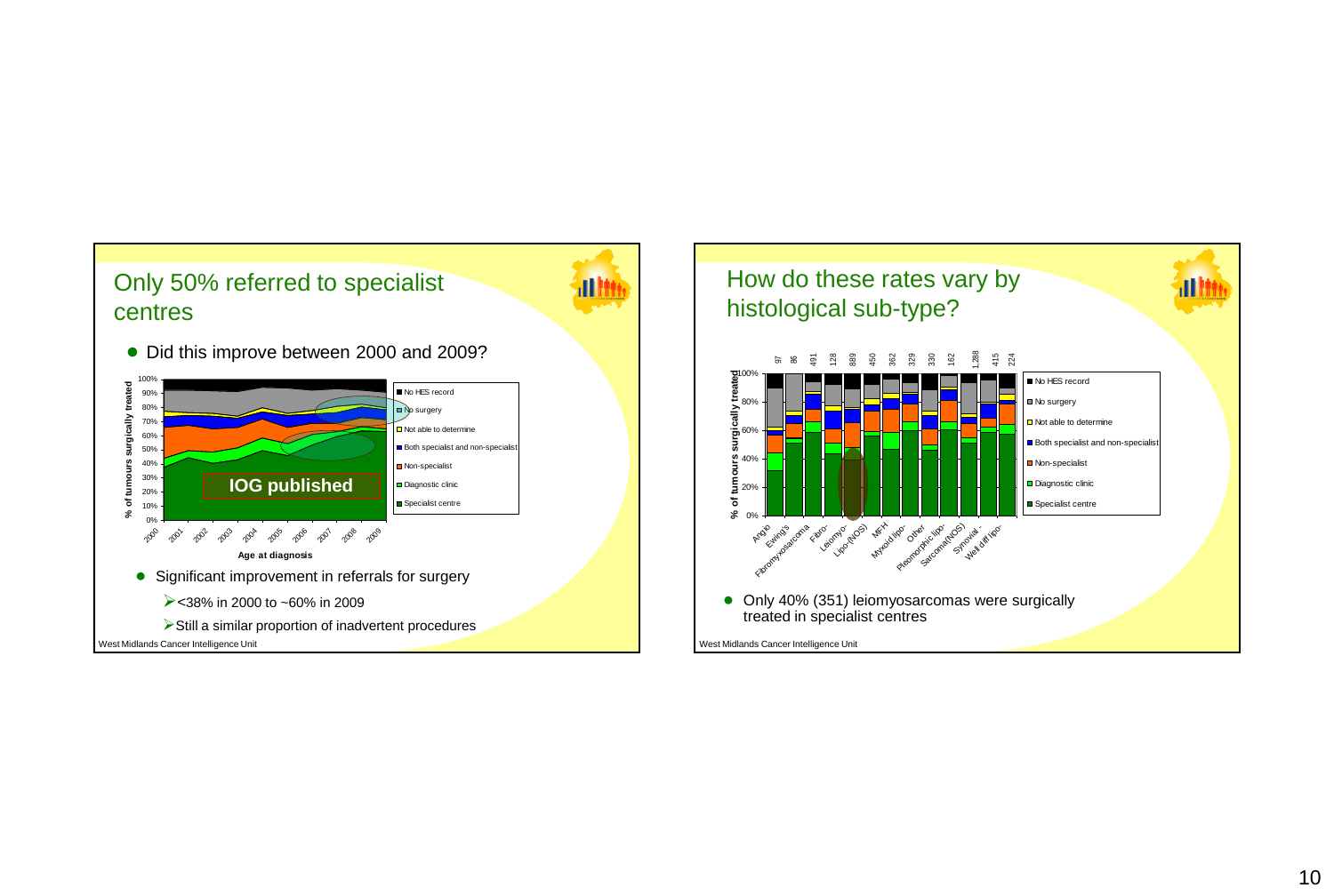## Only 50% referred to specialist centres

- Did this improve between 2000 and 2009?

% of tumours surgically treated

100%, 90%, 80%, 70%, 60%, 50%, 40%, 30%, 20%, 10%, 0%

IOG published

2000, 2001, 2002, 2003, 2004, 2005, 2006, 2007, 2008, 2009

Age at diagnosis

- No HES record
- No surgery
- Not able to determine
- Both specialist and non-specialist
- Non-specialist
- Diagnostic clinic
- Specialist centre

- Significant improvement in referrals for surgery
  - <38% in 2000 to ~60% in 2009
  - Still a similar proportion of inadvertent procedures

West Midlands Cancer Intelligence Unit

## How do these rates vary by histological sub-type?

97, 86, 491, 128, 889, 450, 362, 329, 330, 162, 1,288, 415, 224

% of tumours surgically treated

100%, 80%, 60%, 40%, 20%, 0%

Angio, Ewing's, Fibromyxosarcoma, Fibro-, Leiomyo-, Lipo-(NOS), MFH, Myxoid lipo-, Other, Pleomorphic lipo-, Sarcoma(NOS), Synovial, Well diff lipo-

- No HES record
- No surgery
- Not able to determine
- Both specialist and non-specialist
- Non-specialist
- Diagnostic clinic
- Specialist centre

- Only 40% (351) leiomyosarcomas were surgically treated in specialist centres

West Midlands Cancer Intelligence Unit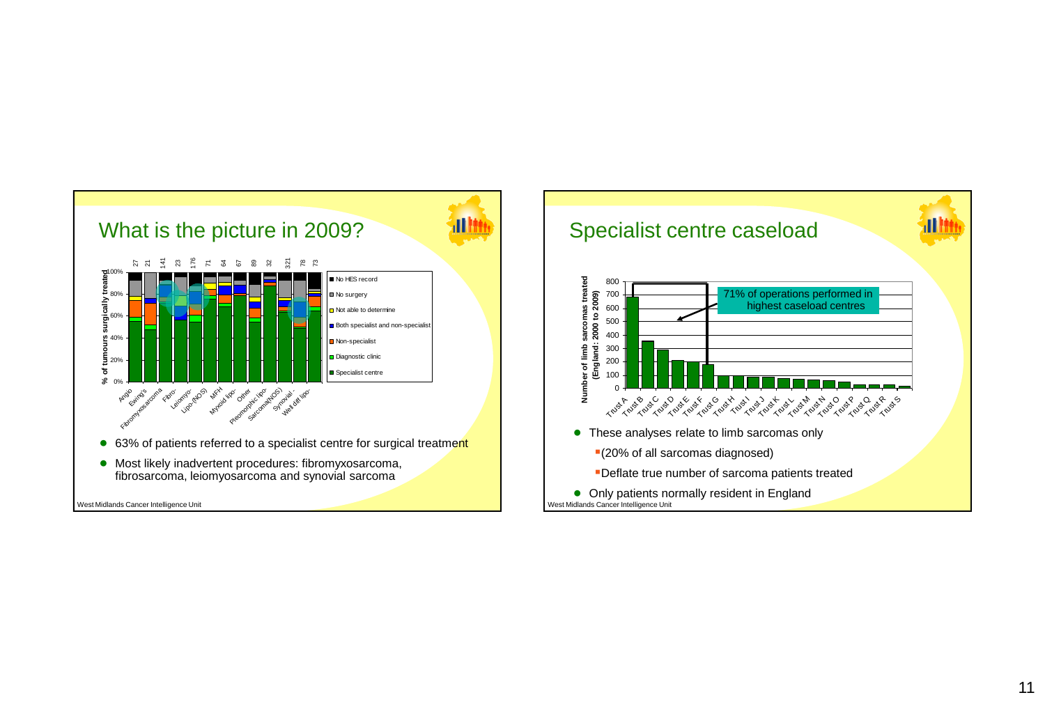## What is the picture in 2009?

| | Angio | Ewing's | Fibromyxosarcoma | Fibro- | Leiomyo- | Lipo-(NOS) | MFH | Myxoid lipo- | Other | Pleomorphic lipo- | Sarcoma(NOS) | Synovial | Well diff lipo- |
|---|---|---|---|---|---|---|---|---|---|---|---|---|---|
| n | 27 | 21 | 141 | 23 | 176 | 71 | 64 | 67 | 89 | 32 | 321 | 78 | 73 |

Legend: No HES record; No surgery; Not able to determine; Both specialist and non-specialist; Non-specialist; Diagnostic clinic; Specialist centre

Y-axis: % of tumours surgically treated (0%–100%)

- 63% of patients referred to a specialist centre for surgical treatment
- Most likely inadvertent procedures: fibromyxosarcoma, fibrosarcoma, leiomyosarcoma and synovial sarcoma

West Midlands Cancer Intelligence Unit

## Specialist centre caseload

Y-axis: Number of limb sarcomas treated (England: 2000 to 2009) (0–800)

X-axis: Trust A, Trust B, Trust C, Trust D, Trust E, Trust F, Trust G, Trust H, Trust I, Trust J, Trust K, Trust L, Trust M, Trust N, Trust O, Trust P, Trust Q, Trust R, Trust S

71% of operations performed in highest caseload centres

- These analyses relate to limb sarcomas only
  - (20% of all sarcomas diagnosed)
  - Deflate true number of sarcoma patients treated
- Only patients normally resident in England

West Midlands Cancer Intelligence Unit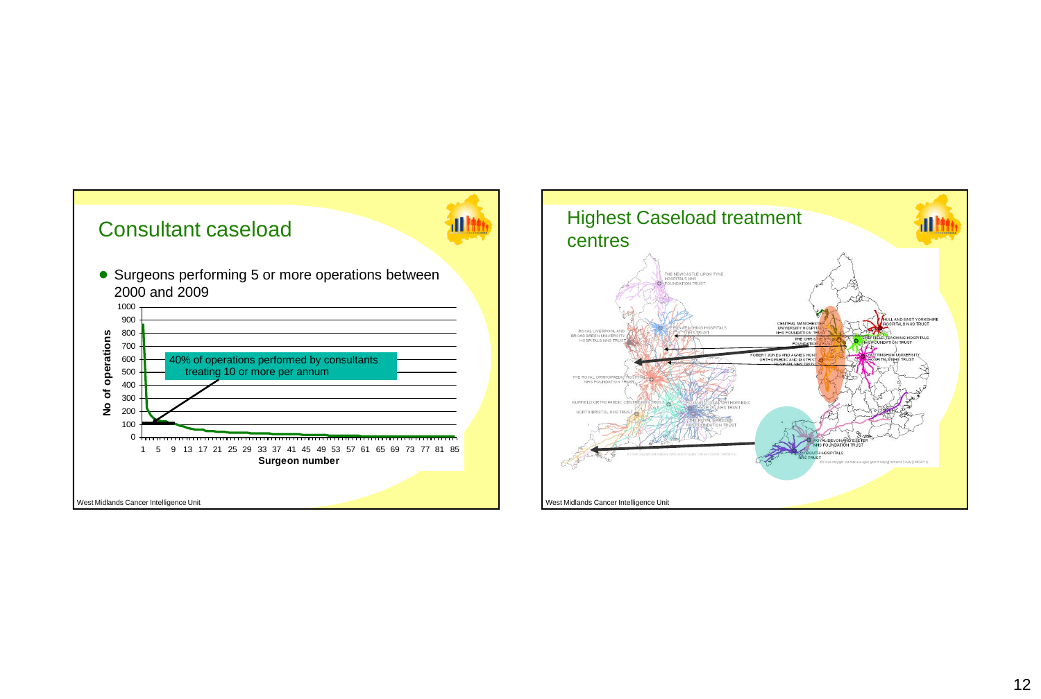## Consultant caseload

- Surgeons performing 5 or more operations between 2000 and 2009

40% of operations performed by consultants treating 10 or more per annum

No of operations

Surgeon number

West Midlands Cancer Intelligence Unit

## Highest Caseload treatment centres

THE NEWCASTLE UPON TYNE HOSPITALS NHS FOUNDATION TRUST

LEEDS TEACHING HOSPITALS NHS TRUST

ROYAL LIVERPOOL AND BROADGREEN UNIVERSITY HOSPITALS NHS TRUST

CENTRAL MANCHESTER UNIVERSITY HOSPITALS NHS FOUNDATION TRUST

THE CHRISTIE NHS FOUNDATION TRUST

HULL AND EAST YORKSHIRE HOSPITALS NHS TRUST

SHEFFIELD TEACHING HOSPITALS NHS FOUNDATION TRUST

ROBERT JONES AND AGNES HUNT ORTHOPAEDIC AND DISTRICT HOSPITAL NHS TRUST

NOTTINGHAM UNIVERSITY HOSPITALS NHS TRUST

THE ROYAL ORTHOPAEDIC HOSPITAL NHS FOUNDATION TRUST

NUFFIELD ORTHOPAEDIC CENTRE NHS TRUST

ROYAL NATIONAL ORTHOPAEDIC HOSPITAL NHS TRUST

NORTH BRISTOL NHS TRUST

THE ROYAL MARSDEN NHS FOUNDATION TRUST

ROYAL DEVON AND EXETER NHS FOUNDATION TRUST

PLYMOUTH HOSPITALS NHS TRUST

West Midlands Cancer Intelligence Unit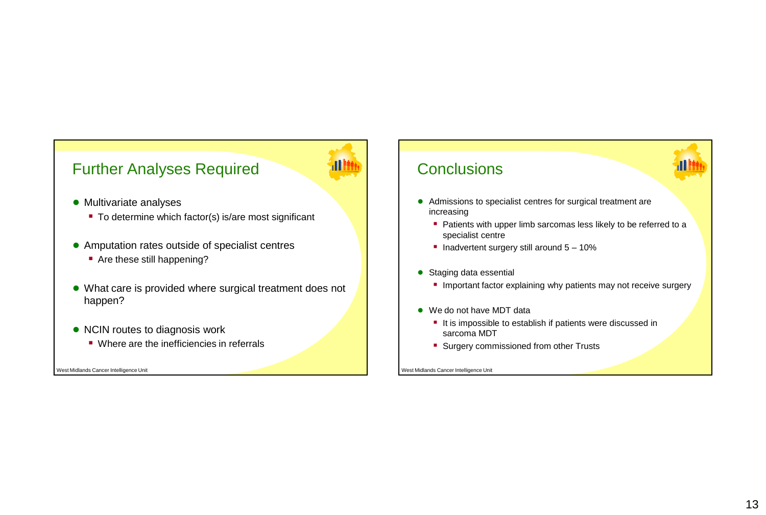## Further Analyses Required

- Multivariate analyses
  - To determine which factor(s) is/are most significant
- Amputation rates outside of specialist centres
  - Are these still happening?
- What care is provided where surgical treatment does not happen?
- NCIN routes to diagnosis work
  - Where are the inefficiencies in referrals

West Midlands Cancer Intelligence Unit

## Conclusions

- Admissions to specialist centres for surgical treatment are increasing
  - Patients with upper limb sarcomas less likely to be referred to a specialist centre
  - Inadvertent surgery still around 5 – 10%
- Staging data essential
  - Important factor explaining why patients may not receive surgery
- We do not have MDT data
  - It is impossible to establish if patients were discussed in sarcoma MDT
  - Surgery commissioned from other Trusts

West Midlands Cancer Intelligence Unit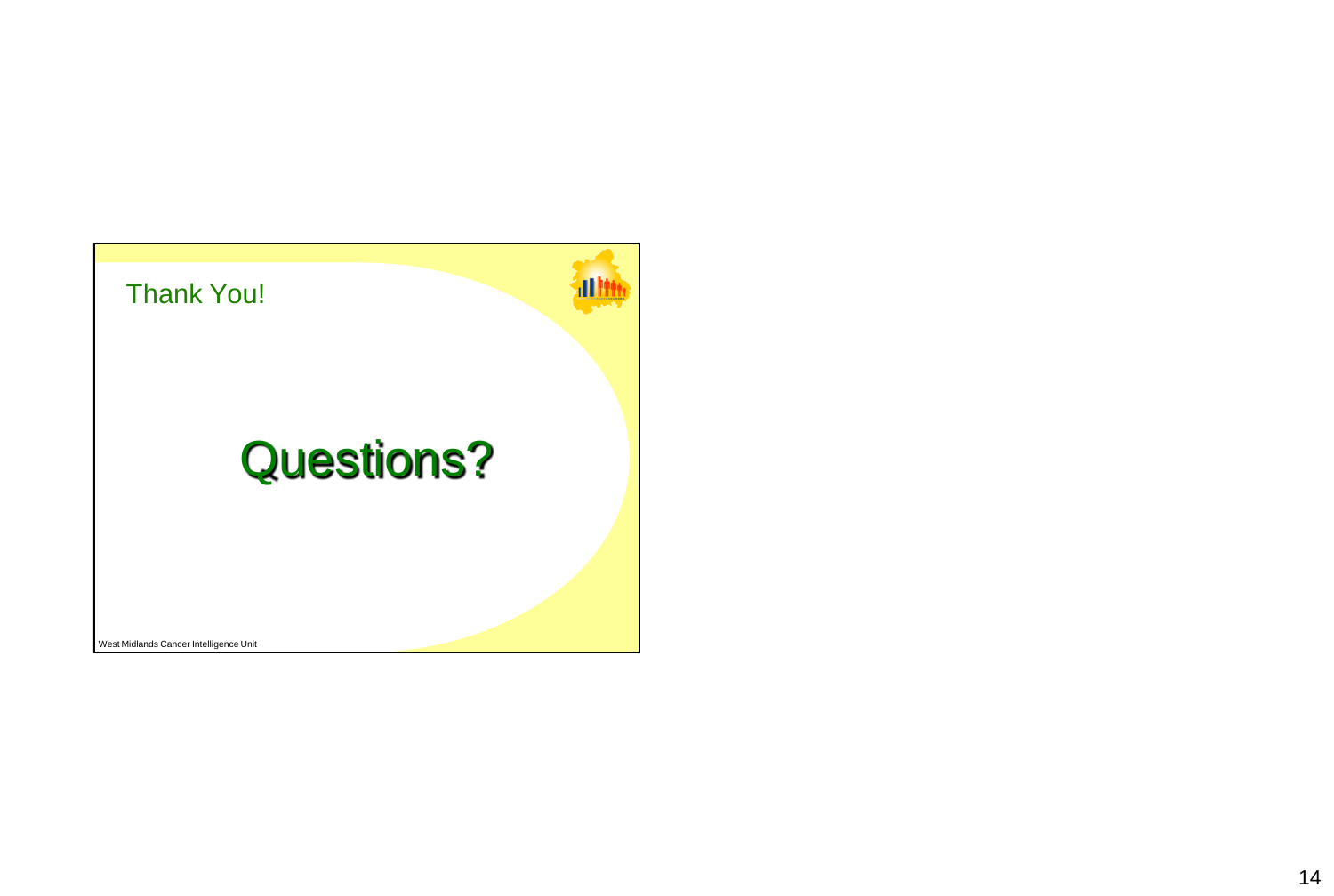## Thank You!

# Questions?

West Midlands Cancer Intelligence Unit